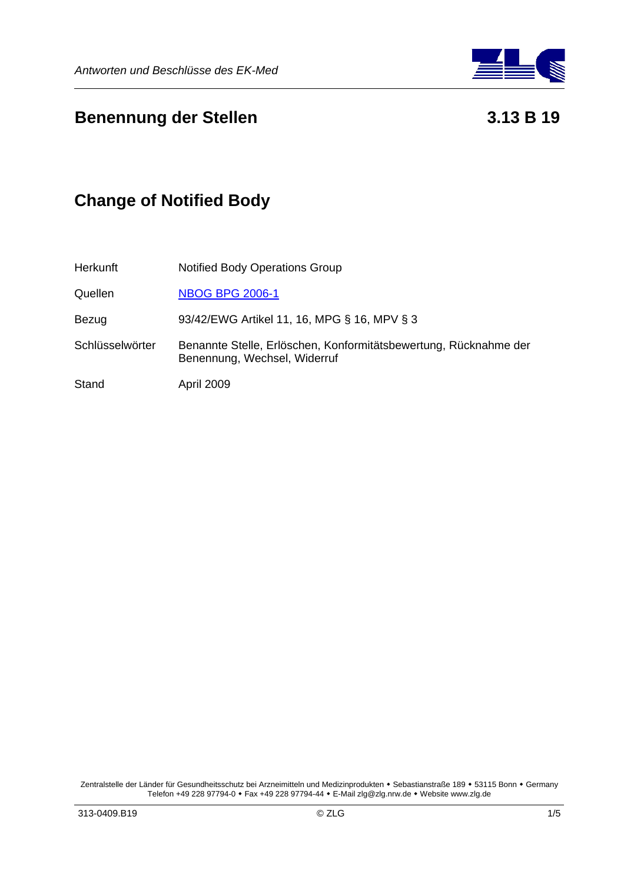# Benennung der Stellen 3.13 B 19

## Change of Notified Body

| | |
|---|---|
| Herkunft | Notified Body Operations Group |
| Quellen | NBOG BPG 2006-1 |
| Bezug | 93/42/EWG Artikel 11, 16, MPG § 16, MPV § 3 |
| Schlüsselwörter | Benannte Stelle, Erlöschen, Konformitätsbewertung, Rücknahme der Benennung, Wechsel, Widerruf |
| Stand | April 2009 |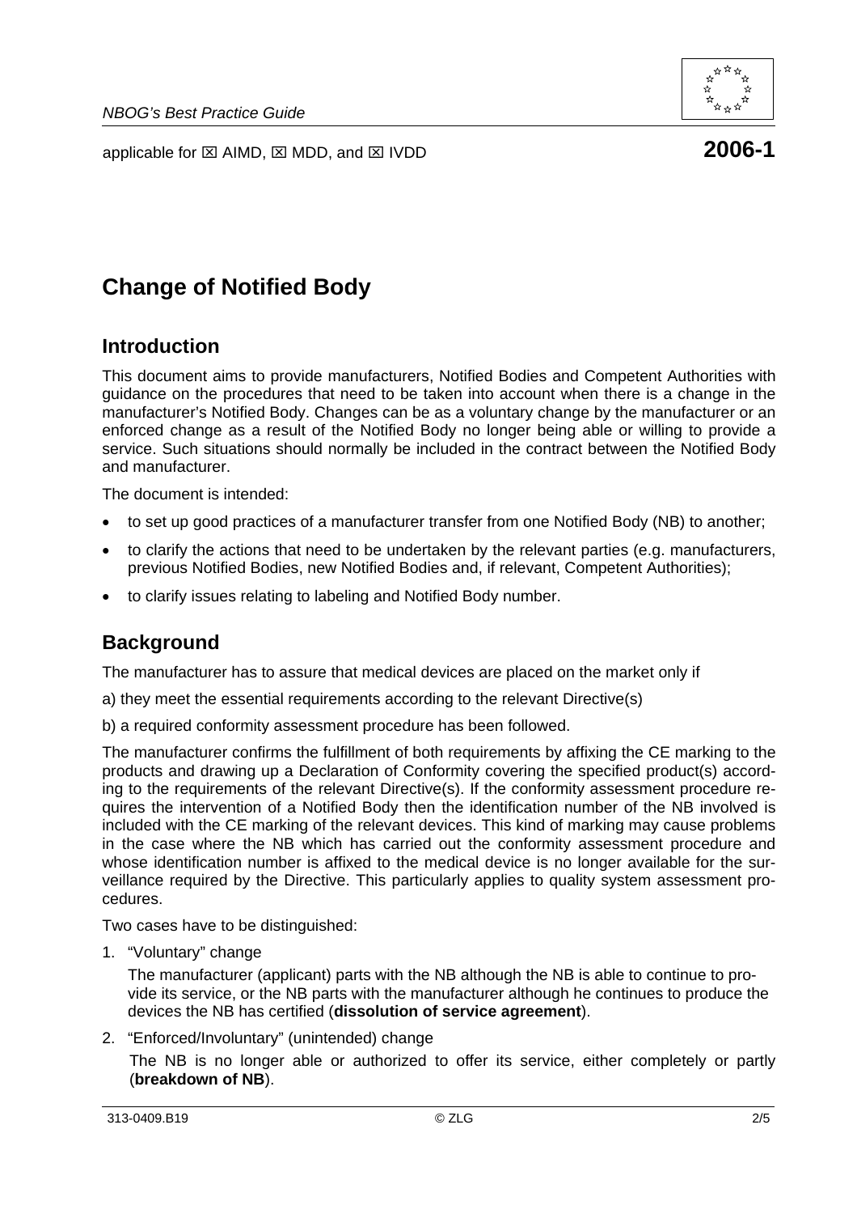applicable for ☒ AIMD, ☒ MDD, and ☒ IVDD **2006-1**

# Change of Notified Body

## Introduction

This document aims to provide manufacturers, Notified Bodies and Competent Authorities with guidance on the procedures that need to be taken into account when there is a change in the manufacturer's Notified Body. Changes can be as a voluntary change by the manufacturer or an enforced change as a result of the Notified Body no longer being able or willing to provide a service. Such situations should normally be included in the contract between the Notified Body and manufacturer.

The document is intended:

- to set up good practices of a manufacturer transfer from one Notified Body (NB) to another;
- to clarify the actions that need to be undertaken by the relevant parties (e.g. manufacturers, previous Notified Bodies, new Notified Bodies and, if relevant, Competent Authorities);
- to clarify issues relating to labeling and Notified Body number.

## Background

The manufacturer has to assure that medical devices are placed on the market only if

a) they meet the essential requirements according to the relevant Directive(s)

b) a required conformity assessment procedure has been followed.

The manufacturer confirms the fulfillment of both requirements by affixing the CE marking to the products and drawing up a Declaration of Conformity covering the specified product(s) according to the requirements of the relevant Directive(s). If the conformity assessment procedure requires the intervention of a Notified Body then the identification number of the NB involved is included with the CE marking of the relevant devices. This kind of marking may cause problems in the case where the NB which has carried out the conformity assessment procedure and whose identification number is affixed to the medical device is no longer available for the surveillance required by the Directive. This particularly applies to quality system assessment procedures.

Two cases have to be distinguished:

1. "Voluntary" change

   The manufacturer (applicant) parts with the NB although the NB is able to continue to provide its service, or the NB parts with the manufacturer although he continues to produce the devices the NB has certified (**dissolution of service agreement**).

2. "Enforced/Involuntary" (unintended) change

   The NB is no longer able or authorized to offer its service, either completely or partly (**breakdown of NB**).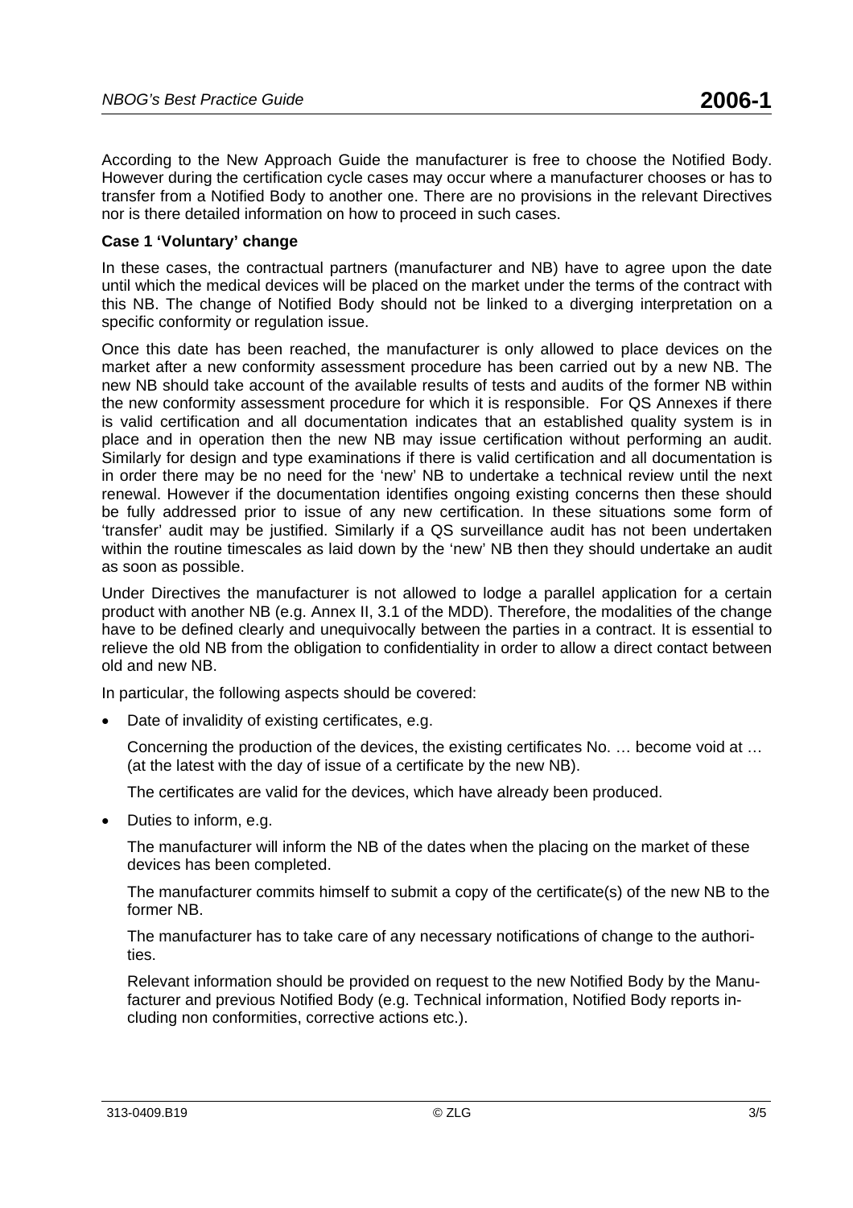According to the New Approach Guide the manufacturer is free to choose the Notified Body. However during the certification cycle cases may occur where a manufacturer chooses or has to transfer from a Notified Body to another one. There are no provisions in the relevant Directives nor is there detailed information on how to proceed in such cases.

**Case 1 'Voluntary' change**

In these cases, the contractual partners (manufacturer and NB) have to agree upon the date until which the medical devices will be placed on the market under the terms of the contract with this NB. The change of Notified Body should not be linked to a diverging interpretation on a specific conformity or regulation issue.

Once this date has been reached, the manufacturer is only allowed to place devices on the market after a new conformity assessment procedure has been carried out by a new NB. The new NB should take account of the available results of tests and audits of the former NB within the new conformity assessment procedure for which it is responsible. For QS Annexes if there is valid certification and all documentation indicates that an established quality system is in place and in operation then the new NB may issue certification without performing an audit. Similarly for design and type examinations if there is valid certification and all documentation is in order there may be no need for the 'new' NB to undertake a technical review until the next renewal. However if the documentation identifies ongoing existing concerns then these should be fully addressed prior to issue of any new certification. In these situations some form of 'transfer' audit may be justified. Similarly if a QS surveillance audit has not been undertaken within the routine timescales as laid down by the 'new' NB then they should undertake an audit as soon as possible.

Under Directives the manufacturer is not allowed to lodge a parallel application for a certain product with another NB (e.g. Annex II, 3.1 of the MDD). Therefore, the modalities of the change have to be defined clearly and unequivocally between the parties in a contract. It is essential to relieve the old NB from the obligation to confidentiality in order to allow a direct contact between old and new NB.

In particular, the following aspects should be covered:

- Date of invalidity of existing certificates, e.g.

  Concerning the production of the devices, the existing certificates No. … become void at … (at the latest with the day of issue of a certificate by the new NB).

  The certificates are valid for the devices, which have already been produced.

- Duties to inform, e.g.

  The manufacturer will inform the NB of the dates when the placing on the market of these devices has been completed.

  The manufacturer commits himself to submit a copy of the certificate(s) of the new NB to the former NB.

  The manufacturer has to take care of any necessary notifications of change to the authorities.

  Relevant information should be provided on request to the new Notified Body by the Manufacturer and previous Notified Body (e.g. Technical information, Notified Body reports including non conformities, corrective actions etc.).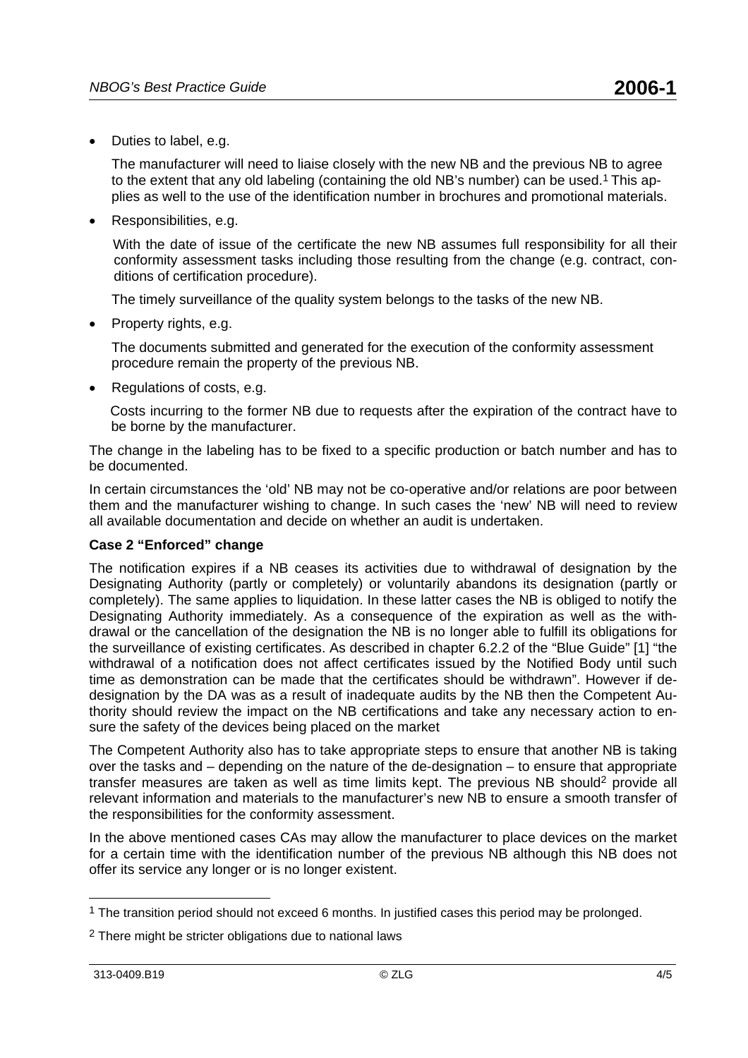- Duties to label, e.g.

  The manufacturer will need to liaise closely with the new NB and the previous NB to agree to the extent that any old labeling (containing the old NB's number) can be used.[1] This applies as well to the use of the identification number in brochures and promotional materials.

- Responsibilities, e.g.

  With the date of issue of the certificate the new NB assumes full responsibility for all their conformity assessment tasks including those resulting from the change (e.g. contract, conditions of certification procedure).

  The timely surveillance of the quality system belongs to the tasks of the new NB.

- Property rights, e.g.

  The documents submitted and generated for the execution of the conformity assessment procedure remain the property of the previous NB.

- Regulations of costs, e.g.

  Costs incurring to the former NB due to requests after the expiration of the contract have to be borne by the manufacturer.

The change in the labeling has to be fixed to a specific production or batch number and has to be documented.

In certain circumstances the 'old' NB may not be co-operative and/or relations are poor between them and the manufacturer wishing to change. In such cases the 'new' NB will need to review all available documentation and decide on whether an audit is undertaken.

**Case 2 "Enforced" change**

The notification expires if a NB ceases its activities due to withdrawal of designation by the Designating Authority (partly or completely) or voluntarily abandons its designation (partly or completely). The same applies to liquidation. In these latter cases the NB is obliged to notify the Designating Authority immediately. As a consequence of the expiration as well as the withdrawal or the cancellation of the designation the NB is no longer able to fulfill its obligations for the surveillance of existing certificates. As described in chapter 6.2.2 of the "Blue Guide" [1] "the withdrawal of a notification does not affect certificates issued by the Notified Body until such time as demonstration can be made that the certificates should be withdrawn". However if de-designation by the DA was as a result of inadequate audits by the NB then the Competent Authority should review the impact on the NB certifications and take any necessary action to ensure the safety of the devices being placed on the market

The Competent Authority also has to take appropriate steps to ensure that another NB is taking over the tasks and – depending on the nature of the de-designation – to ensure that appropriate transfer measures are taken as well as time limits kept. The previous NB should[2] provide all relevant information and materials to the manufacturer's new NB to ensure a smooth transfer of the responsibilities for the conformity assessment.

In the above mentioned cases CAs may allow the manufacturer to place devices on the market for a certain time with the identification number of the previous NB although this NB does not offer its service any longer or is no longer existent.

---

[1] The transition period should not exceed 6 months. In justified cases this period may be prolonged.

[2] There might be stricter obligations due to national laws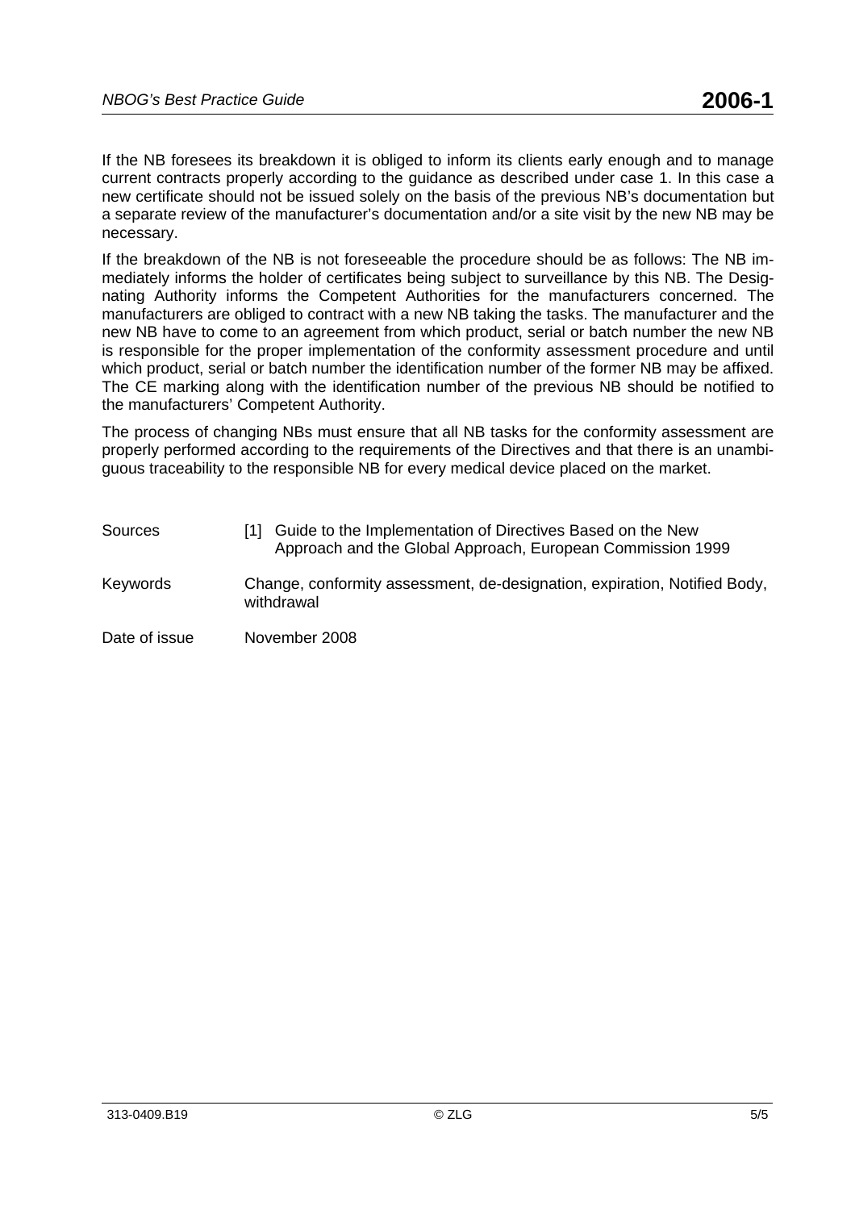If the NB foresees its breakdown it is obliged to inform its clients early enough and to manage current contracts properly according to the guidance as described under case 1. In this case a new certificate should not be issued solely on the basis of the previous NB's documentation but a separate review of the manufacturer's documentation and/or a site visit by the new NB may be necessary.

If the breakdown of the NB is not foreseeable the procedure should be as follows: The NB immediately informs the holder of certificates being subject to surveillance by this NB. The Designating Authority informs the Competent Authorities for the manufacturers concerned. The manufacturers are obliged to contract with a new NB taking the tasks. The manufacturer and the new NB have to come to an agreement from which product, serial or batch number the new NB is responsible for the proper implementation of the conformity assessment procedure and until which product, serial or batch number the identification number of the former NB may be affixed. The CE marking along with the identification number of the previous NB should be notified to the manufacturers' Competent Authority.

The process of changing NBs must ensure that all NB tasks for the conformity assessment are properly performed according to the requirements of the Directives and that there is an unambiguous traceability to the responsible NB for every medical device placed on the market.

| | |
|---|---|
| Sources | [1] Guide to the Implementation of Directives Based on the New Approach and the Global Approach, European Commission 1999 |
| Keywords | Change, conformity assessment, de-designation, expiration, Notified Body, withdrawal |
| Date of issue | November 2008 |